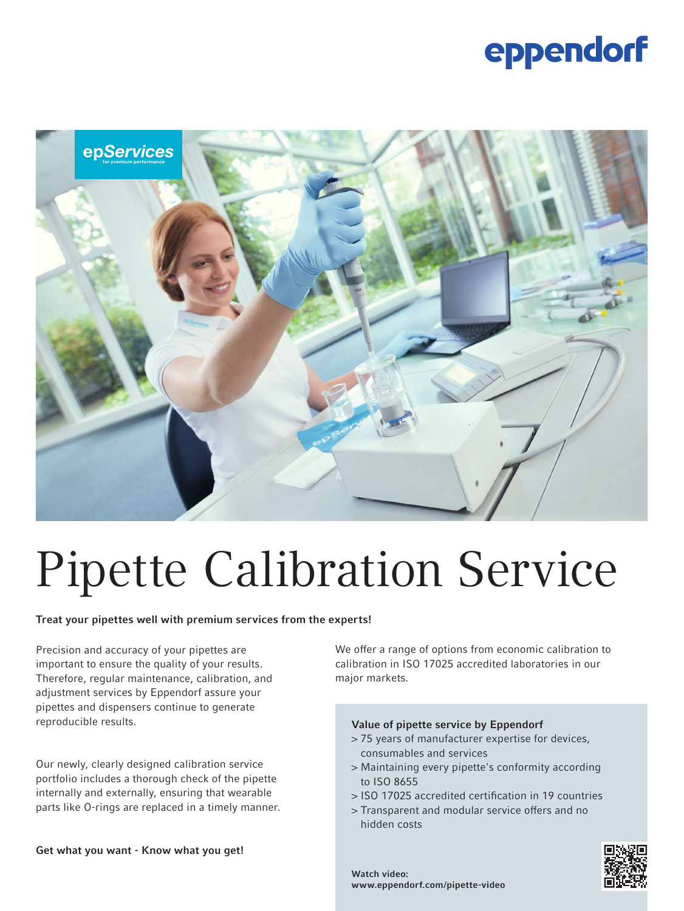# Pipette Calibration Service

**Treat your pipettes well with premium services from the experts!**

Precision and accuracy of your pipettes are important to ensure the quality of your results. Therefore, regular maintenance, calibration, and adjustment services by Eppendorf assure your pipettes and dispensers continue to generate reproducible results.

Our newly, clearly designed calibration service portfolio includes a thorough check of the pipette internally and externally, ensuring that wearable parts like O-rings are replaced in a timely manner.

**Get what you want - Know what you get!**

We offer a range of options from economic calibration to calibration in ISO 17025 accredited laboratories in our major markets.

**Value of pipette service by Eppendorf**

> 75 years of manufacturer expertise for devices, consumables and services
> Maintaining every pipette's conformity according to ISO 8655
> ISO 17025 accredited certification in 19 countries
> Transparent and modular service offers and no hidden costs

**Watch video:**
**www.eppendorf.com/pipette-video**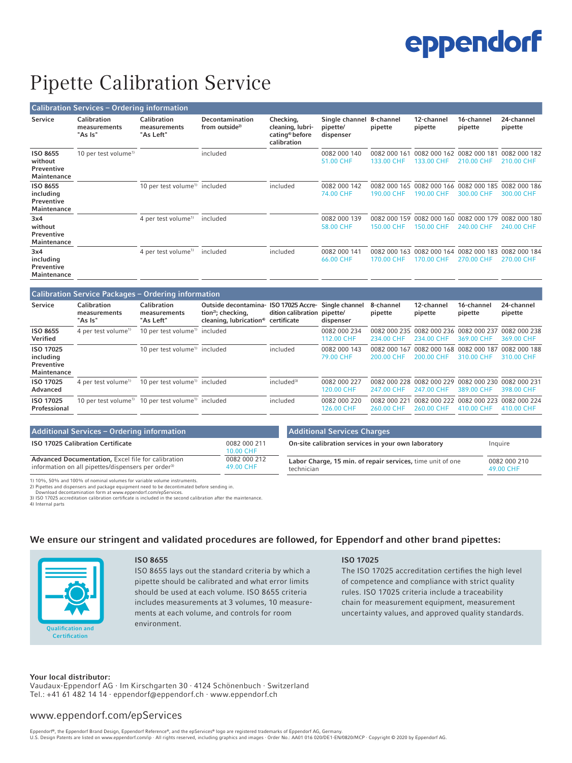# Pipette Calibration Service

**Calibration Services – Ordering information**

| Service | Calibration measurements "As Is" | Calibration measurements "As Left" | Decontamination from outside[2] | Checking, cleaning, lubricating[4] before calibration | Single channel pipette/ dispenser | 8-channel pipette | 12-channel pipette | 16-channel pipette | 24-channel pipette |
|---|---|---|---|---|---|---|---|---|---|
| **ISO 8655 without Preventive Maintenance** | 10 per test volume[1] | | included | | 0082 000 140 51.00 CHF | 0082 000 161 133.00 CHF | 0082 000 162 133.00 CHF | 0082 000 181 210.00 CHF | 0082 000 182 210.00 CHF |
| **ISO 8655 including Preventive Maintenance** | | 10 per test volume[1] | included | included | 0082 000 142 74.00 CHF | 0082 000 165 190.00 CHF | 0082 000 166 190.00 CHF | 0082 000 185 300.00 CHF | 0082 000 186 300.00 CHF |
| **3x4 without Preventive Maintenance** | | 4 per test volume[1] | included | | 0082 000 139 58.00 CHF | 0082 000 159 150.00 CHF | 0082 000 160 150.00 CHF | 0082 000 179 240.00 CHF | 0082 000 180 240.00 CHF |
| **3x4 including Preventive Maintenance** | | 4 per test volume[1] | included | included | 0082 000 141 66.00 CHF | 0082 000 163 170.00 CHF | 0082 000 164 170.00 CHF | 0082 000 183 270.00 CHF | 0082 000 184 270.00 CHF |

**Calibration Service Packages – Ordering information**

| Service | Calibration measurements "As Is" | Calibration measurements "As Left" | Outside decontamination[2]; checking, cleaning, lubrication[4] | ISO 17025 Accredition calibration certificate | Single channel pipette/ dispenser | 8-channel pipette | 12-channel pipette | 16-channel pipette | 24-channel pipette |
|---|---|---|---|---|---|---|---|---|---|
| **ISO 8655 Verified** | 4 per test volume[1] | 10 per test volume[1] | included | | 0082 000 234 112.00 CHF | 0082 000 235 234.00 CHF | 0082 000 236 234.00 CHF | 0082 000 237 369.00 CHF | 0082 000 238 369.00 CHF |
| **ISO 17025 including Preventive Maintenance** | | 10 per test volume[1] | included | included | 0082 000 143 79.00 CHF | 0082 000 167 200.00 CHF | 0082 000 168 200.00 CHF | 0082 000 187 310.00 CHF | 0082 000 188 310.00 CHF |
| **ISO 17025 Advanced** | 4 per test volume[1] | 10 per test volume[1] | included | included[3] | 0082 000 227 120.00 CHF | 0082 000 228 247.00 CHF | 0082 000 229 247.00 CHF | 0082 000 230 389.00 CHF | 0082 000 231 398.00 CHF |
| **ISO 17025 Professional** | 10 per test volume[1] | 10 per test volume[1] | included | included | 0082 000 220 126.00 CHF | 0082 000 221 260.00 CHF | 0082 000 222 260.00 CHF | 0082 000 223 410.00 CHF | 0082 000 224 410.00 CHF |

**Additional Services – Ordering information**

| | |
|---|---|
| **ISO 17025 Calibration Certificate** | 0082 000 211 10.00 CHF |
| **Advanced Documentation**, Excel file for calibration information on all pipettes/dispensers per order[3] | 0082 000 212 49.00 CHF |

**Additional Services Charges**

| | |
|---|---|
| **On-site calibration services in your own laboratory** | Inquire |
| **Labor Charge, 15 min. of repair services**, time unit of one technician | 0082 000 210 49.00 CHF |

1) 10%, 50% and 100% of nominal volumes for variable volume instruments.
2) Pipettes and dispensers and package equipment need to be decontaminated before sending in. Download decontamination form at www.eppendorf.com/epServices.
3) ISO 17025 accreditation calibration certificate is included in the second calibration after the maintenance.
4) Internal parts

## We ensure our stringent and validated procedures are followed, for Eppendorf and other brand pipettes:

Qualification and Certification

### ISO 8655

ISO 8655 lays out the standard criteria by which a pipette should be calibrated and what error limits should be used at each volume. ISO 8655 criteria includes measurements at 3 volumes, 10 measurements at each volume, and controls for room environment.

### ISO 17025

The ISO 17025 accreditation certifies the high level of competence and compliance with strict quality rules. ISO 17025 criteria include a traceability chain for measurement equipment, measurement uncertainty values, and approved quality standards.

**Your local distributor:**
Vaudaux-Eppendorf AG · Im Kirschgarten 30 · 4124 Schönenbuch · Switzerland
Tel.: +41 61 482 14 14 · eppendorf@eppendorf.ch · www.eppendorf.ch

www.eppendorf.com/epServices

Eppendorf®, the Eppendorf Brand Design, Eppendorf Reference®, and the epServices® logo are registered trademarks of Eppendorf AG, Germany.
U.S. Design Patents are listed on www.eppendorf.com/ip · All rights reserved, including graphics and images · Order No.: AA01 016 020/DE1-EN/0820/MCP · Copyright © 2020 by Eppendorf AG.